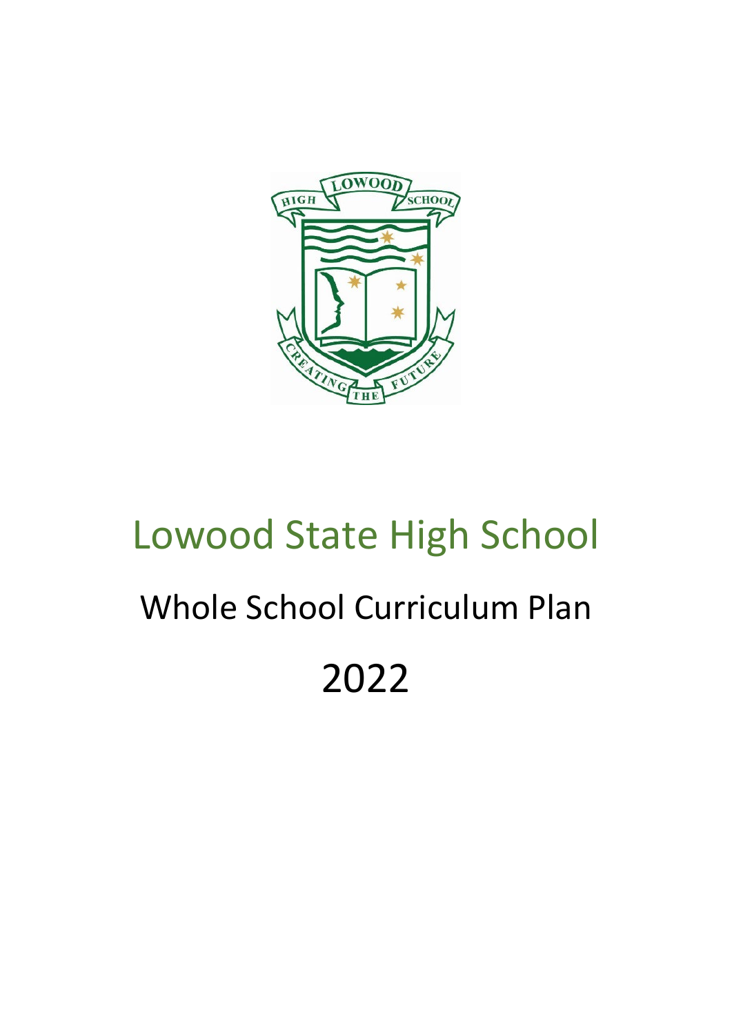# Lowood State High School

## Whole School Curriculum Plan

## 2022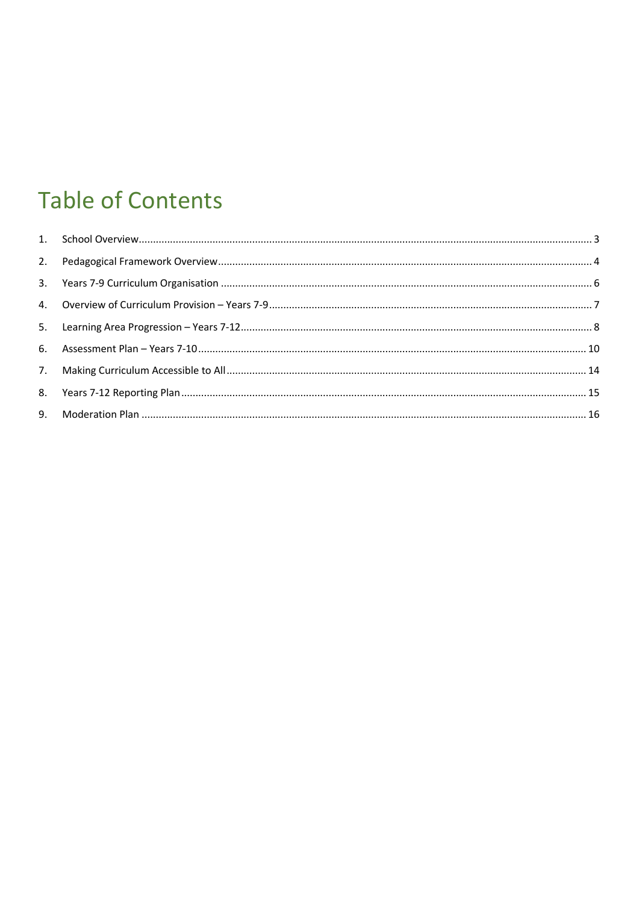# Table of Contents

1. School Overview ... 3
2. Pedagogical Framework Overview ... 4
3. Years 7-9 Curriculum Organisation ... 6
4. Overview of Curriculum Provision – Years 7-9 ... 7
5. Learning Area Progression – Years 7-12 ... 8
6. Assessment Plan – Years 7-10 ... 10
7. Making Curriculum Accessible to All ... 14
8. Years 7-12 Reporting Plan ... 15
9. Moderation Plan ... 16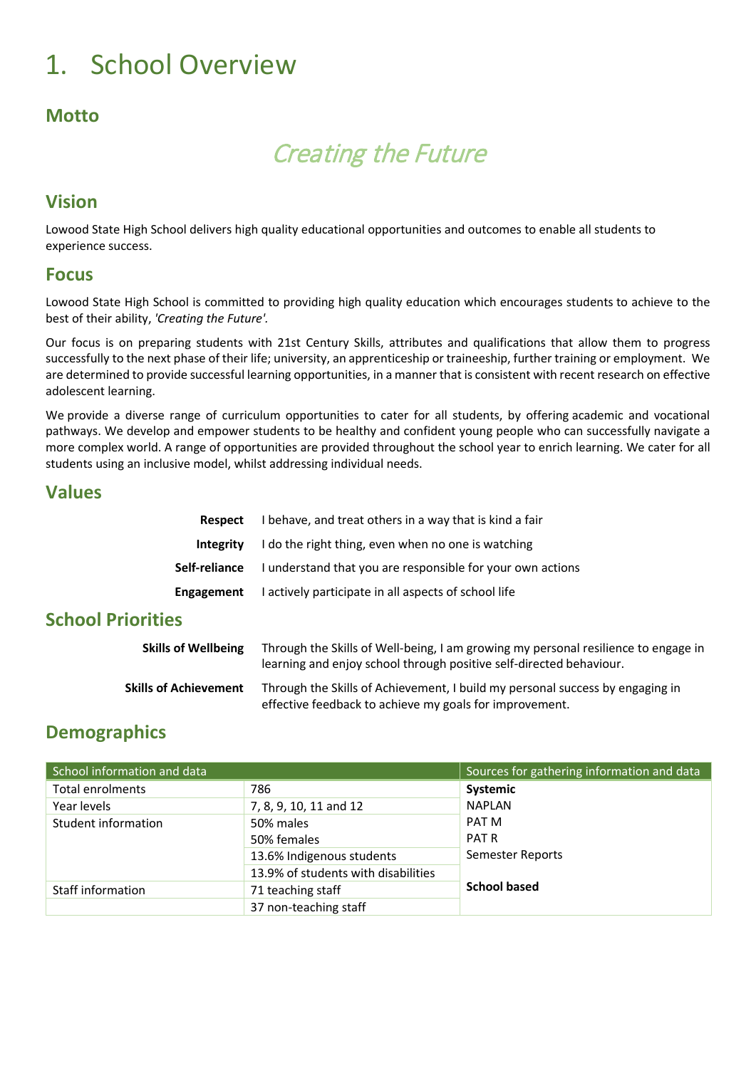# 1. School Overview

## Motto

*Creating the Future*

## Vision

Lowood State High School delivers high quality educational opportunities and outcomes to enable all students to experience success.

## Focus

Lowood State High School is committed to providing high quality education which encourages students to achieve to the best of their ability, *'Creating the Future'*.

Our focus is on preparing students with 21st Century Skills, attributes and qualifications that allow them to progress successfully to the next phase of their life; university, an apprenticeship or traineeship, further training or employment. We are determined to provide successful learning opportunities, in a manner that is consistent with recent research on effective adolescent learning.

We provide a diverse range of curriculum opportunities to cater for all students, by offering academic and vocational pathways. We develop and empower students to be healthy and confident young people who can successfully navigate a more complex world. A range of opportunities are provided throughout the school year to enrich learning. We cater for all students using an inclusive model, whilst addressing individual needs.

## Values

| | |
|---|---|
| **Respect** | I behave, and treat others in a way that is kind a fair |
| **Integrity** | I do the right thing, even when no one is watching |
| **Self-reliance** | I understand that you are responsible for your own actions |
| **Engagement** | I actively participate in all aspects of school life |

## School Priorities

| | |
|---|---|
| **Skills of Wellbeing** | Through the Skills of Well-being, I am growing my personal resilience to engage in learning and enjoy school through positive self-directed behaviour. |
| **Skills of Achievement** | Through the Skills of Achievement, I build my personal success by engaging in effective feedback to achieve my goals for improvement. |

## Demographics

| School information and data | | Sources for gathering information and data |
|---|---|---|
| Total enrolments | 786 | **Systemic** |
| Year levels | 7, 8, 9, 10, 11 and 12 | NAPLAN |
| Student information | 50% males | PAT M |
| | 50% females | PAT R |
| | 13.6% Indigenous students | Semester Reports |
| | 13.9% of students with disabilities | |
| Staff information | 71 teaching staff | **School based** |
| | 37 non-teaching staff | |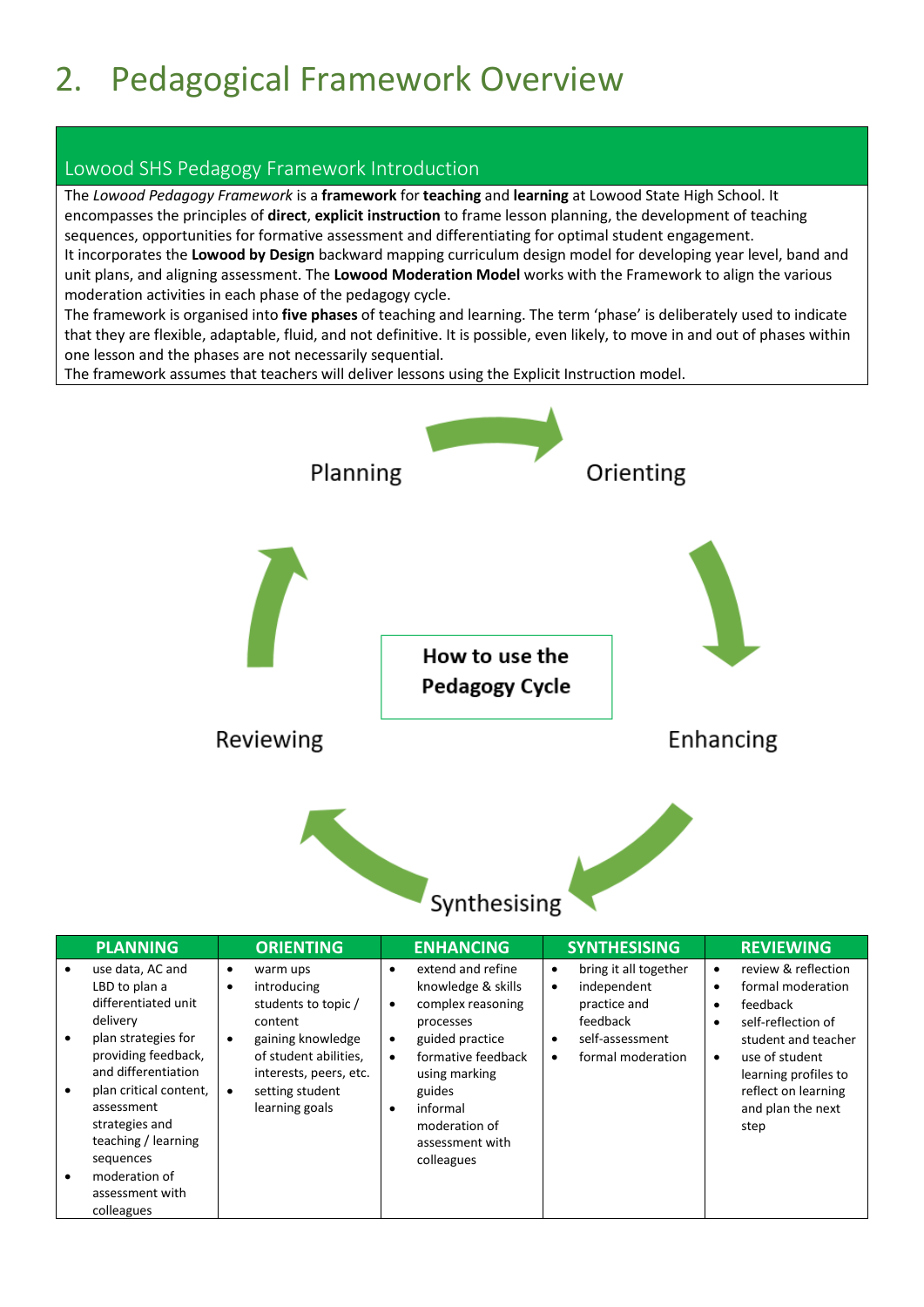# 2. Pedagogical Framework Overview

## Lowood SHS Pedagogy Framework Introduction

The *Lowood Pedagogy Framework* is a **framework** for **teaching** and **learning** at Lowood State High School. It encompasses the principles of **direct**, **explicit instruction** to frame lesson planning, the development of teaching sequences, opportunities for formative assessment and differentiating for optimal student engagement.

It incorporates the **Lowood by Design** backward mapping curriculum design model for developing year level, band and unit plans, and aligning assessment. The **Lowood Moderation Model** works with the Framework to align the various moderation activities in each phase of the pedagogy cycle.

The framework is organised into **five phases** of teaching and learning. The term 'phase' is deliberately used to indicate that they are flexible, adaptable, fluid, and not definitive. It is possible, even likely, to move in and out of phases within one lesson and the phases are not necessarily sequential.

The framework assumes that teachers will deliver lessons using the Explicit Instruction model.

Planning → Orienting → Enhancing → Synthesising → Reviewing → Planning

**How to use the Pedagogy Cycle**

| PLANNING | ORIENTING | ENHANCING | SYNTHESISING | REVIEWING |
|---|---|---|---|---|
| • use data, AC and LBD to plan a differentiated unit delivery<br>• plan strategies for providing feedback, and differentiation<br>• plan critical content, assessment strategies and teaching / learning sequences<br>• moderation of assessment with colleagues | • warm ups<br>• introducing students to topic / content<br>• gaining knowledge of student abilities, interests, peers, etc.<br>• setting student learning goals | • extend and refine knowledge & skills<br>• complex reasoning processes<br>• guided practice<br>• formative feedback using marking guides<br>• informal moderation of assessment with colleagues | • bring it all together<br>• independent practice and feedback<br>• self-assessment<br>• formal moderation | • review & reflection<br>• formal moderation<br>• feedback<br>• self-reflection of student and teacher<br>• use of student learning profiles to reflect on learning and plan the next step |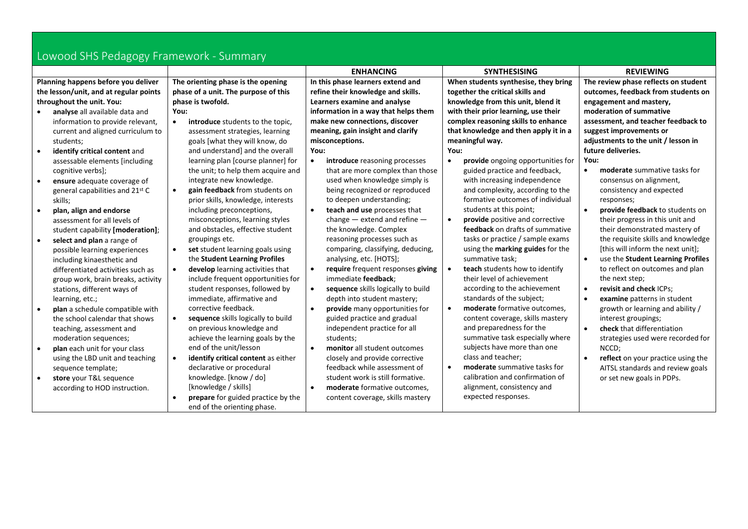# Lowood SHS Pedagogy Framework - Summary

| | | ENHANCING | SYNTHESISING | REVIEWING |
|---|---|---|---|---|
| **Planning happens before you deliver the lesson/unit, and at regular points throughout the unit. You:**<br>• **analyse** all available data and information to provide relevant, current and aligned curriculum to students;<br>• **identify critical content** and assessable elements [including cognitive verbs];<br>• **ensure** adequate coverage of general capabilities and 21st C skills;<br>• **plan, align and endorse** assessment for all levels of student capability **[moderation]**;<br>• **select and plan** a range of possible learning experiences including kinaesthetic and differentiated activities such as group work, brain breaks, activity stations, different ways of learning, etc.;<br>• **plan** a schedule compatible with the school calendar that shows teaching, assessment and moderation sequences;<br>• **plan** each unit for your class using the LBD unit and teaching sequence template;<br>• **store** your T&L sequence according to HOD instruction. | **The orienting phase is the opening phase of a unit. The purpose of this phase is twofold.**<br>**You:**<br>• **introduce** students to the topic, assessment strategies, learning goals [what they will know, do and understand] and the overall learning plan [course planner] for the unit; to help them acquire and integrate new knowledge.<br>• **gain feedback** from students on prior skills, knowledge, interests including preconceptions, misconceptions, learning styles and obstacles, effective student groupings etc.<br>• **set** student learning goals using the **Student Learning Profiles**<br>• **develop** learning activities that include frequent opportunities for student responses, followed by immediate, affirmative and corrective feedback.<br>• **sequence** skills logically to build on previous knowledge and achieve the learning goals by the end of the unit/lesson<br>• **identify critical content** as either declarative or procedural knowledge. [know / do] [knowledge / skills]<br>• **prepare** for guided practice by the end of the orienting phase. | **In this phase learners extend and refine their knowledge and skills. Learners examine and analyse information in a way that helps them make new connections, discover meaning, gain insight and clarify misconceptions.**<br>**You:**<br>• **introduce** reasoning processes that are more complex than those used when knowledge simply is being recognized or reproduced to deepen understanding;<br>• **teach and use** processes that change — extend and refine — the knowledge. Complex reasoning processes such as comparing, classifying, deducing, analysing, etc. [HOTS];<br>• **require** frequent responses **giving** immediate **feedback**;<br>• **sequence** skills logically to build depth into student mastery;<br>• **provide** many opportunities for guided practice and gradual independent practice for all students;<br>• **monitor** all student outcomes closely and provide corrective feedback while assessment of student work is still formative.<br>• **moderate** formative outcomes, content coverage, skills mastery | **When students synthesise, they bring together the critical skills and knowledge from this unit, blend it with their prior learning, use their complex reasoning skills to enhance that knowledge and then apply it in a meaningful way.**<br>**You:**<br>• **provide** ongoing opportunities for guided practice and feedback, with increasing independence and complexity, according to the formative outcomes of individual students at this point;<br>• **provide** positive and corrective **feedback** on drafts of summative tasks or practice / sample exams using the **marking guides** for the summative task;<br>• **teach** students how to identify their level of achievement according to the achievement standards of the subject;<br>• **moderate** formative outcomes, content coverage, skills mastery and preparedness for the summative task especially where subjects have more than one class and teacher;<br>• **moderate** summative tasks for calibration and confirmation of alignment, consistency and expected responses. | **The review phase reflects on student outcomes, feedback from students on engagement and mastery, moderation of summative assessment, and teacher feedback to suggest improvements or adjustments to the unit / lesson in future deliveries.**<br>**You:**<br>• **moderate** summative tasks for consensus on alignment, consistency and expected responses;<br>• **provide feedback** to students on their progress in this unit and their demonstrated mastery of the requisite skills and knowledge [this will inform the next unit];<br>• use the **Student Learning Profiles** to reflect on outcomes and plan the next step;<br>• **revisit and check** ICPs;<br>• **examine** patterns in student growth or learning and ability / interest groupings;<br>• **check** that differentiation strategies used were recorded for NCCD;<br>• **reflect** on your practice using the AITSL standards and review goals or set new goals in PDPs. |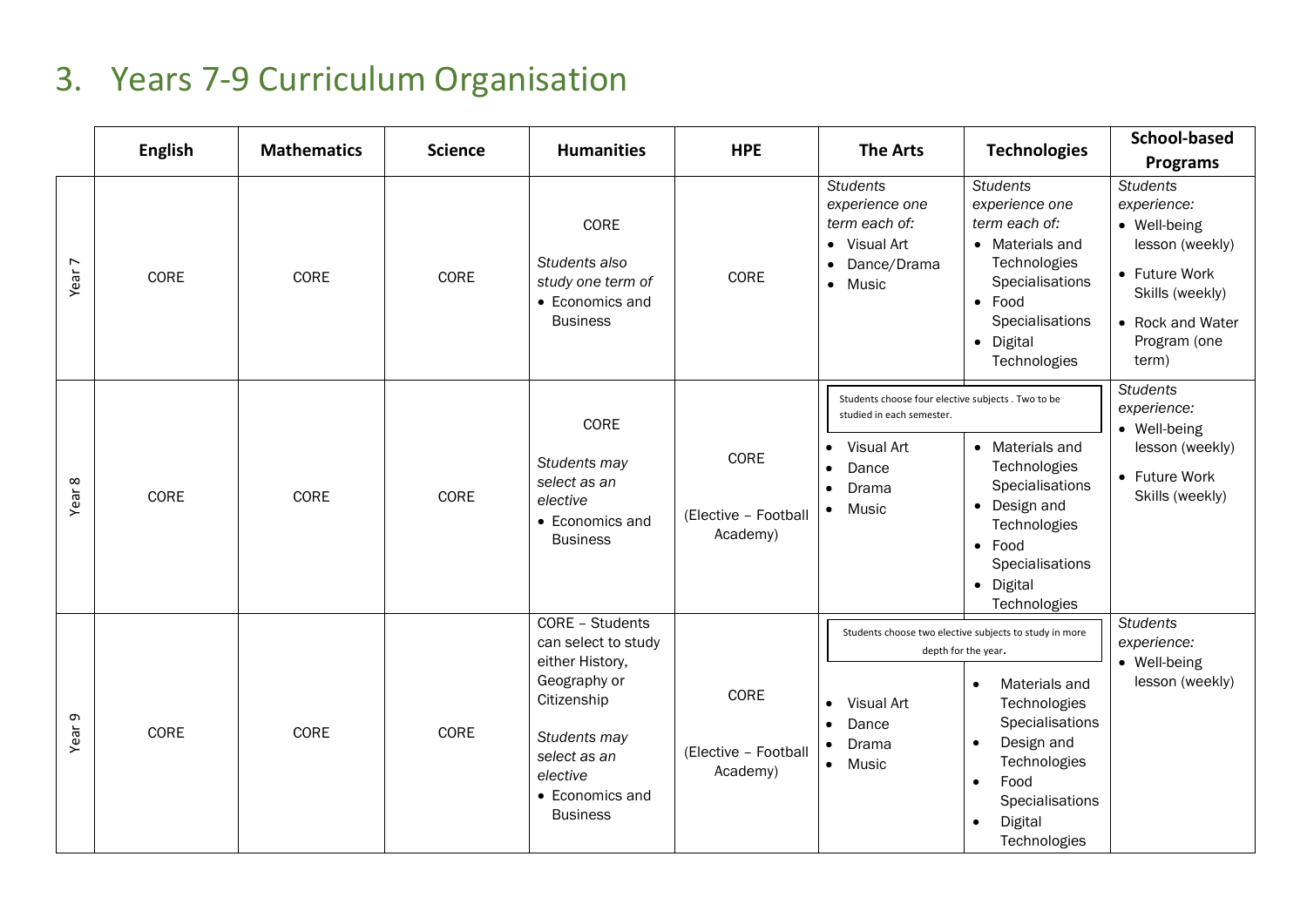# 3. Years 7-9 Curriculum Organisation

| | English | Mathematics | Science | Humanities | HPE | The Arts | Technologies | School-based Programs |
|---|---|---|---|---|---|---|---|---|
| Year 7 | CORE | CORE | CORE | CORE<br><br>*Students also study one term of*<br>• Economics and Business | CORE | *Students experience one term each of:*<br>• Visual Art<br>• Dance/Drama<br>• Music | *Students experience one term each of:*<br>• Materials and Technologies Specialisations<br>• Food Specialisations<br>• Digital Technologies | *Students experience:*<br>• Well-being lesson (weekly)<br>• Future Work Skills (weekly)<br>• Rock and Water Program (one term) |
| Year 8 | CORE | CORE | CORE | CORE<br><br>*Students may select as an elective*<br>• Economics and Business | CORE<br><br>(Elective – Football Academy) | Students choose four elective subjects . Two to be studied in each semester.<br>• Visual Art<br>• Dance<br>• Drama<br>• Music | • Materials and Technologies Specialisations<br>• Design and Technologies<br>• Food Specialisations<br>• Digital Technologies | *Students experience:*<br>• Well-being lesson (weekly)<br>• Future Work Skills (weekly) |
| Year 9 | CORE | CORE | CORE | CORE – Students can select to study either History, Geography or Citizenship<br><br>*Students may select as an elective*<br>• Economics and Business | CORE<br><br>(Elective – Football Academy) | Students choose two elective subjects to study in more depth for the year.<br>• Visual Art<br>• Dance<br>• Drama<br>• Music | • Materials and Technologies Specialisations<br>• Design and Technologies<br>• Food Specialisations<br>• Digital Technologies | *Students experience:*<br>• Well-being lesson (weekly) |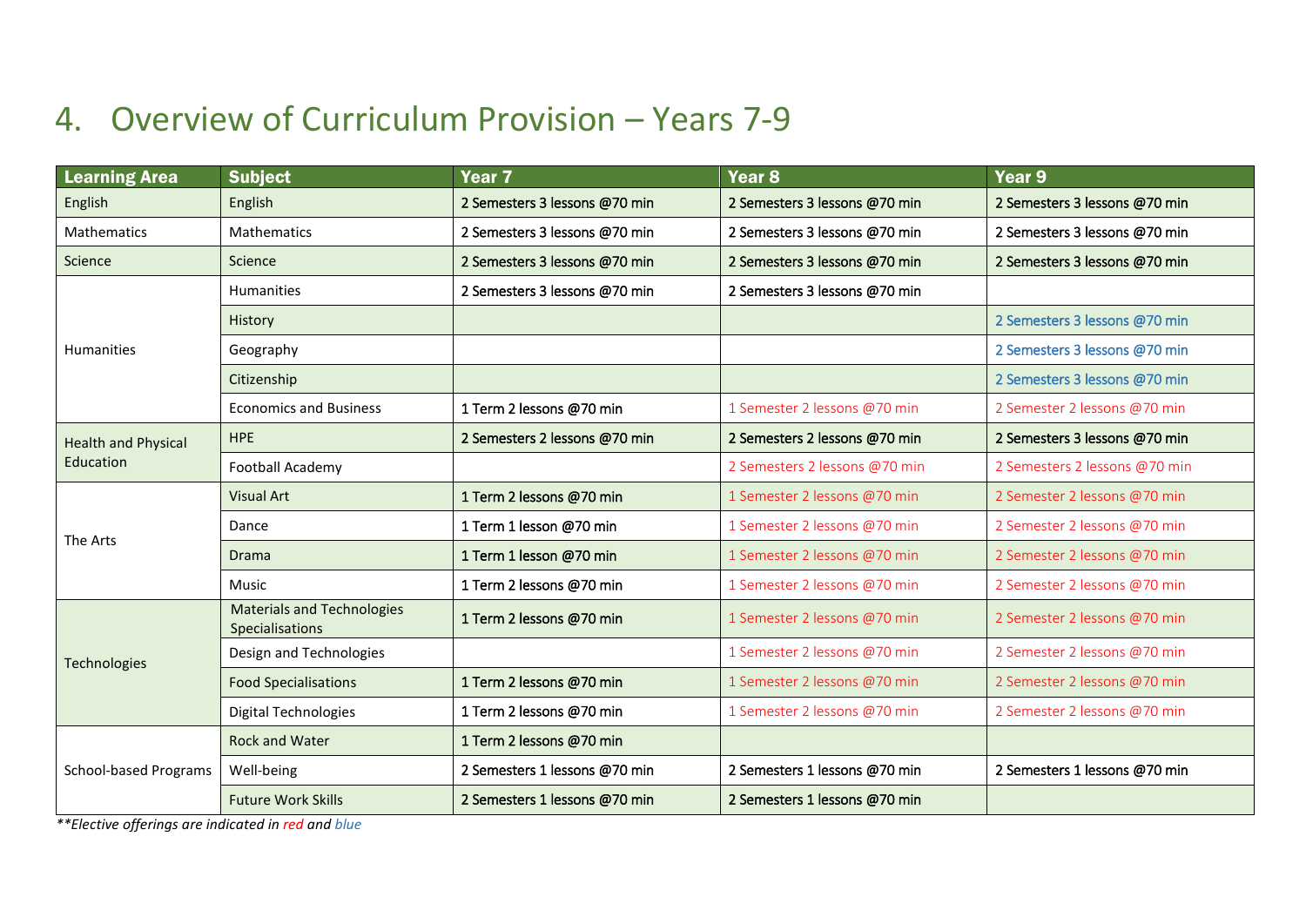# 4. Overview of Curriculum Provision – Years 7-9

| Learning Area | Subject | Year 7 | Year 8 | Year 9 |
|---|---|---|---|---|
| English | English | 2 Semesters 3 lessons @70 min | 2 Semesters 3 lessons @70 min | 2 Semesters 3 lessons @70 min |
| Mathematics | Mathematics | 2 Semesters 3 lessons @70 min | 2 Semesters 3 lessons @70 min | 2 Semesters 3 lessons @70 min |
| Science | Science | 2 Semesters 3 lessons @70 min | 2 Semesters 3 lessons @70 min | 2 Semesters 3 lessons @70 min |
| Humanities | Humanities | 2 Semesters 3 lessons @70 min | 2 Semesters 3 lessons @70 min | |
| | History | | | 2 Semesters 3 lessons @70 min |
| | Geography | | | 2 Semesters 3 lessons @70 min |
| | Citizenship | | | 2 Semesters 3 lessons @70 min |
| | Economics and Business | 1 Term 2 lessons @70 min | 1 Semester 2 lessons @70 min | 2 Semester 2 lessons @70 min |
| Health and Physical Education | HPE | 2 Semesters 2 lessons @70 min | 2 Semesters 2 lessons @70 min | 2 Semesters 3 lessons @70 min |
| | Football Academy | | 2 Semesters 2 lessons @70 min | 2 Semesters 2 lessons @70 min |
| The Arts | Visual Art | 1 Term 2 lessons @70 min | 1 Semester 2 lessons @70 min | 2 Semester 2 lessons @70 min |
| | Dance | 1 Term 1 lesson @70 min | 1 Semester 2 lessons @70 min | 2 Semester 2 lessons @70 min |
| | Drama | 1 Term 1 lesson @70 min | 1 Semester 2 lessons @70 min | 2 Semester 2 lessons @70 min |
| | Music | 1 Term 2 lessons @70 min | 1 Semester 2 lessons @70 min | 2 Semester 2 lessons @70 min |
| Technologies | Materials and Technologies Specialisations | 1 Term 2 lessons @70 min | 1 Semester 2 lessons @70 min | 2 Semester 2 lessons @70 min |
| | Design and Technologies | | 1 Semester 2 lessons @70 min | 2 Semester 2 lessons @70 min |
| | Food Specialisations | 1 Term 2 lessons @70 min | 1 Semester 2 lessons @70 min | 2 Semester 2 lessons @70 min |
| | Digital Technologies | 1 Term 2 lessons @70 min | 1 Semester 2 lessons @70 min | 2 Semester 2 lessons @70 min |
| School-based Programs | Rock and Water | 1 Term 2 lessons @70 min | | |
| | Well-being | 2 Semesters 1 lessons @70 min | 2 Semesters 1 lessons @70 min | 2 Semesters 1 lessons @70 min |
| | Future Work Skills | 2 Semesters 1 lessons @70 min | 2 Semesters 1 lessons @70 min | |

*\*\*Elective offerings are indicated in red and blue*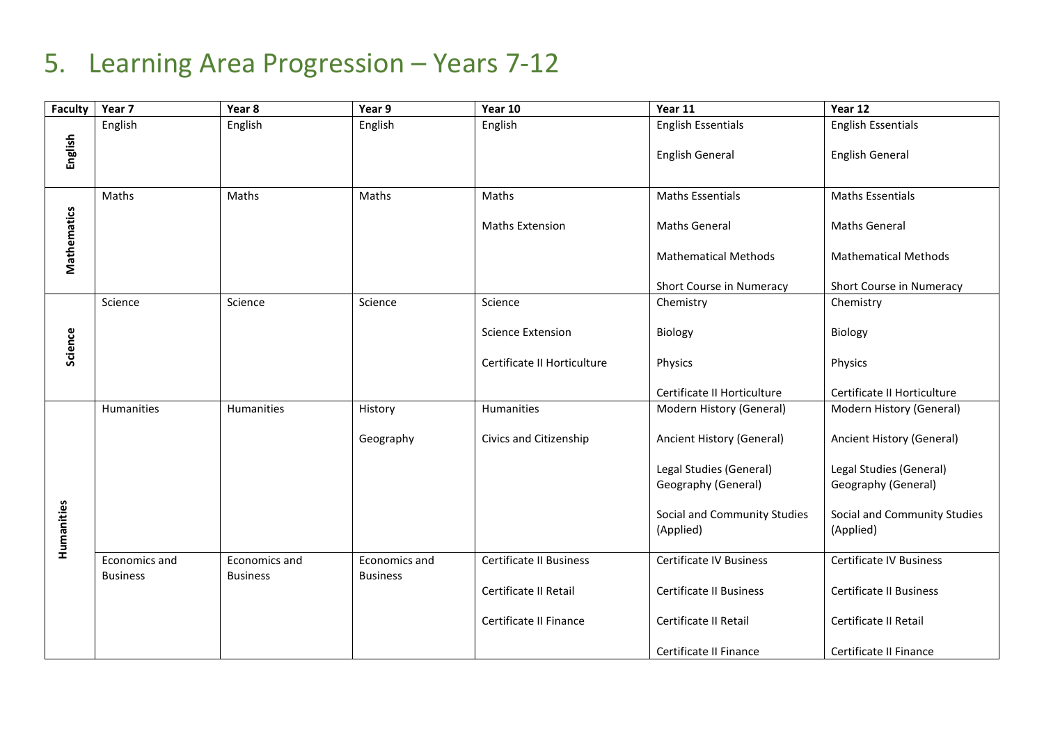# 5. Learning Area Progression – Years 7-12

| Faculty | Year 7 | Year 8 | Year 9 | Year 10 | Year 11 | Year 12 |
|---|---|---|---|---|---|---|
| English | English | English | English | English | English Essentials<br><br>English General | English Essentials<br><br>English General |
| Mathematics | Maths | Maths | Maths | Maths<br><br>Maths Extension | Maths Essentials<br><br>Maths General<br><br>Mathematical Methods<br><br>Short Course in Numeracy | Maths Essentials<br><br>Maths General<br><br>Mathematical Methods<br><br>Short Course in Numeracy |
| Science | Science | Science | Science | Science<br><br>Science Extension<br><br>Certificate II Horticulture | Chemistry<br><br>Biology<br><br>Physics<br><br>Certificate II Horticulture | Chemistry<br><br>Biology<br><br>Physics<br><br>Certificate II Horticulture |
| Humanities | Humanities | Humanities | History<br><br>Geography | Humanities<br><br>Civics and Citizenship | Modern History (General)<br><br>Ancient History (General)<br><br>Legal Studies (General)<br>Geography (General)<br><br>Social and Community Studies (Applied) | Modern History (General)<br><br>Ancient History (General)<br><br>Legal Studies (General)<br>Geography (General)<br><br>Social and Community Studies (Applied) |
| | Economics and Business | Economics and Business | Economics and Business | Certificate II Business<br><br>Certificate II Retail<br><br>Certificate II Finance | Certificate IV Business<br><br>Certificate II Business<br><br>Certificate II Retail<br><br>Certificate II Finance | Certificate IV Business<br><br>Certificate II Business<br><br>Certificate II Retail<br><br>Certificate II Finance |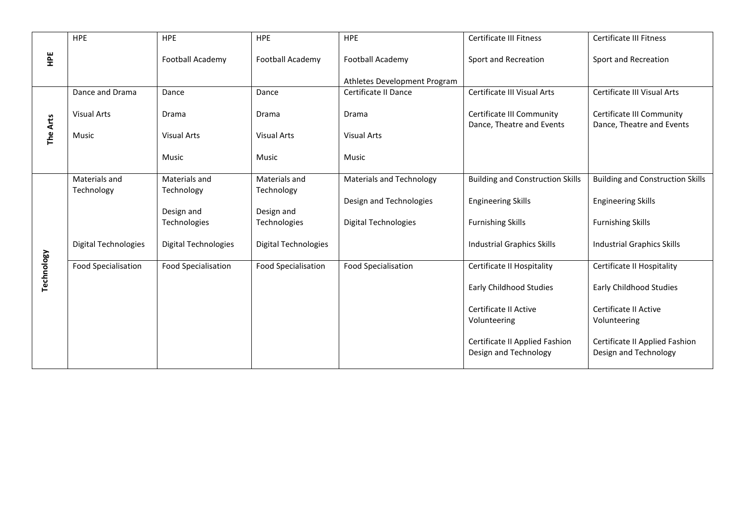| | | | | | | |
|---|---|---|---|---|---|---|
| **HPE** | HPE | HPE<br><br>Football Academy | HPE<br><br>Football Academy | HPE<br><br>Football Academy<br><br>Athletes Development Program | Certificate III Fitness<br><br>Sport and Recreation | Certificate III Fitness<br><br>Sport and Recreation |
| **The Arts** | Dance and Drama<br><br>Visual Arts<br><br>Music | Dance<br><br>Drama<br><br>Visual Arts<br><br>Music | Dance<br><br>Drama<br><br>Visual Arts<br><br>Music | Certificate II Dance<br><br>Drama<br><br>Visual Arts<br><br>Music | Certificate III Visual Arts<br><br>Certificate III Community Dance, Theatre and Events | Certificate III Visual Arts<br><br>Certificate III Community Dance, Theatre and Events |
| **Technology** | Materials and Technology<br><br>Digital Technologies | Materials and Technology<br><br>Design and Technologies<br><br>Digital Technologies | Materials and Technology<br><br>Design and Technologies<br><br>Digital Technologies | Materials and Technology<br><br>Design and Technologies<br><br>Digital Technologies | Building and Construction Skills<br><br>Engineering Skills<br><br>Furnishing Skills<br><br>Industrial Graphics Skills | Building and Construction Skills<br><br>Engineering Skills<br><br>Furnishing Skills<br><br>Industrial Graphics Skills |
| | Food Specialisation | Food Specialisation | Food Specialisation | Food Specialisation | Certificate II Hospitality<br><br>Early Childhood Studies<br><br>Certificate II Active Volunteering<br><br>Certificate II Applied Fashion Design and Technology | Certificate II Hospitality<br><br>Early Childhood Studies<br><br>Certificate II Active Volunteering<br><br>Certificate II Applied Fashion Design and Technology |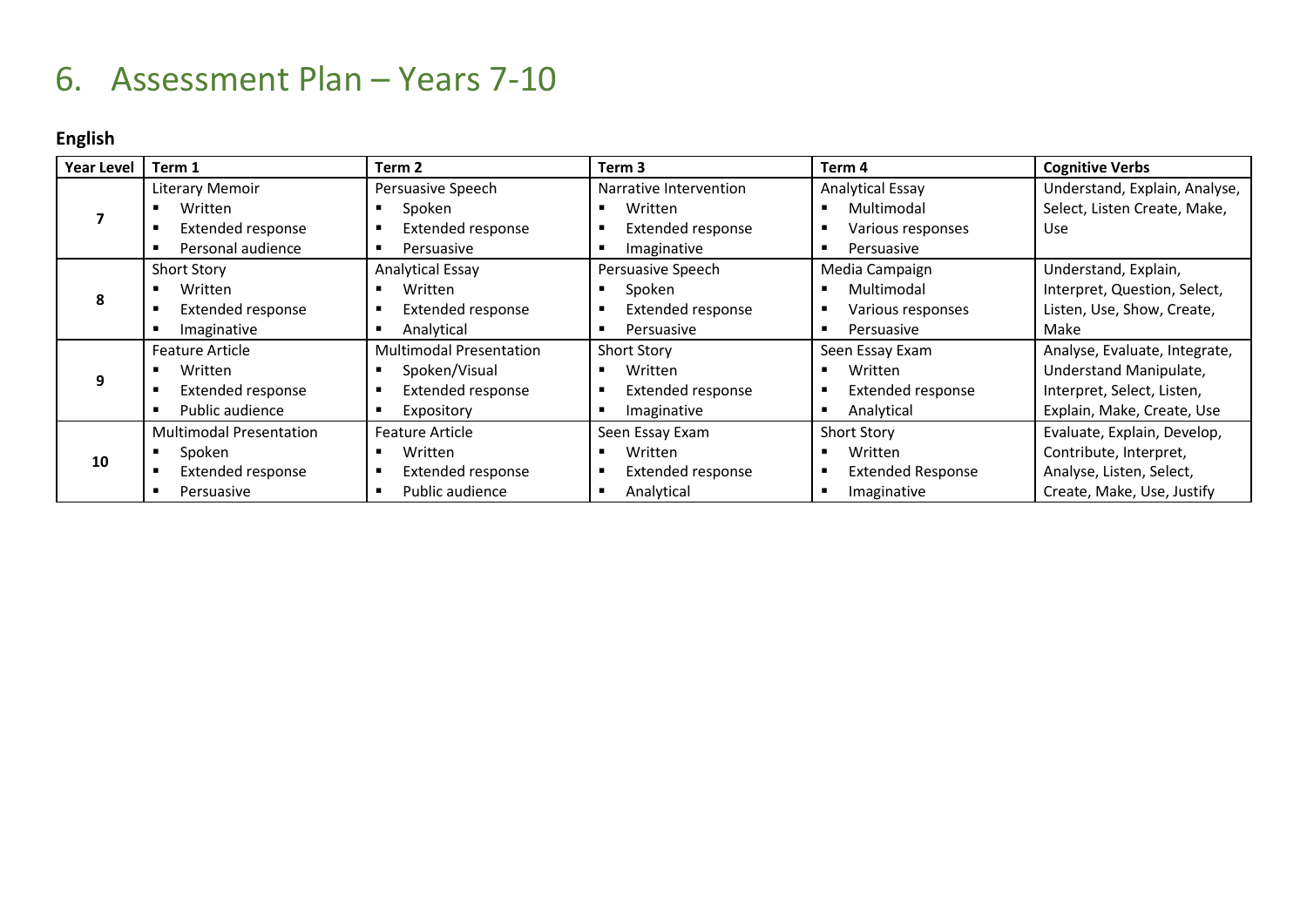# 6. Assessment Plan – Years 7-10

## English

| Year Level | Term 1 | Term 2 | Term 3 | Term 4 | Cognitive Verbs |
|---|---|---|---|---|---|
| 7 | Literary Memoir<br>▪ Written<br>▪ Extended response<br>▪ Personal audience | Persuasive Speech<br>▪ Spoken<br>▪ Extended response<br>▪ Persuasive | Narrative Intervention<br>▪ Written<br>▪ Extended response<br>▪ Imaginative | Analytical Essay<br>▪ Multimodal<br>▪ Various responses<br>▪ Persuasive | Understand, Explain, Analyse, Select, Listen Create, Make, Use |
| 8 | Short Story<br>▪ Written<br>▪ Extended response<br>▪ Imaginative | Analytical Essay<br>▪ Written<br>▪ Extended response<br>▪ Analytical | Persuasive Speech<br>▪ Spoken<br>▪ Extended response<br>▪ Persuasive | Media Campaign<br>▪ Multimodal<br>▪ Various responses<br>▪ Persuasive | Understand, Explain, Interpret, Question, Select, Listen, Use, Show, Create, Make |
| 9 | Feature Article<br>▪ Written<br>▪ Extended response<br>▪ Public audience | Multimodal Presentation<br>▪ Spoken/Visual<br>▪ Extended response<br>▪ Expository | Short Story<br>▪ Written<br>▪ Extended response<br>▪ Imaginative | Seen Essay Exam<br>▪ Written<br>▪ Extended response<br>▪ Analytical | Analyse, Evaluate, Integrate, Understand Manipulate, Interpret, Select, Listen, Explain, Make, Create, Use |
| 10 | Multimodal Presentation<br>▪ Spoken<br>▪ Extended response<br>▪ Persuasive | Feature Article<br>▪ Written<br>▪ Extended response<br>▪ Public audience | Seen Essay Exam<br>▪ Written<br>▪ Extended response<br>▪ Analytical | Short Story<br>▪ Written<br>▪ Extended Response<br>▪ Imaginative | Evaluate, Explain, Develop, Contribute, Interpret, Analyse, Listen, Select, Create, Make, Use, Justify |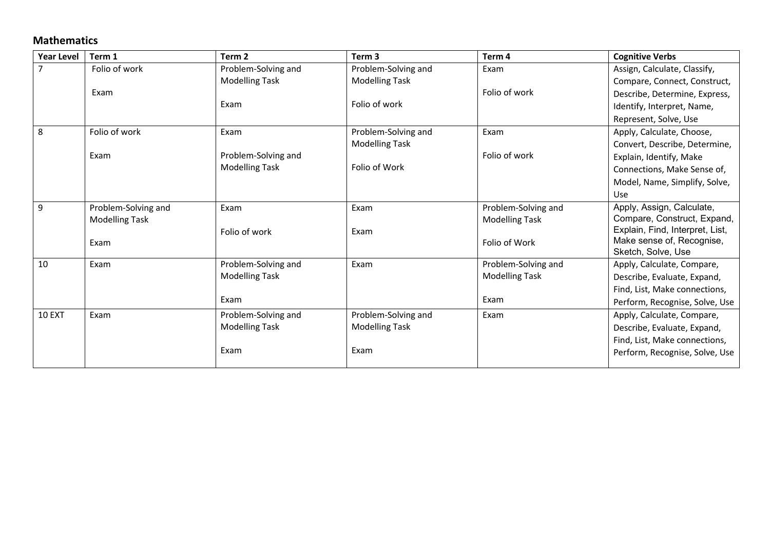## Mathematics

| Year Level | Term 1 | Term 2 | Term 3 | Term 4 | Cognitive Verbs |
|---|---|---|---|---|---|
| 7 | Folio of work<br><br>Exam | Problem-Solving and Modelling Task<br><br>Exam | Problem-Solving and Modelling Task<br><br>Folio of work | Exam<br><br>Folio of work | Assign, Calculate, Classify, Compare, Connect, Construct, Describe, Determine, Express, Identify, Interpret, Name, Represent, Solve, Use |
| 8 | Folio of work<br><br>Exam | Exam<br><br>Problem-Solving and Modelling Task | Problem-Solving and Modelling Task<br><br>Folio of Work | Exam<br><br>Folio of work | Apply, Calculate, Choose, Convert, Describe, Determine, Explain, Identify, Make Connections, Make Sense of, Model, Name, Simplify, Solve, Use |
| 9 | Problem-Solving and Modelling Task<br><br>Exam | Exam<br><br>Folio of work | Exam<br><br>Exam | Problem-Solving and Modelling Task<br><br>Folio of Work | Apply, Assign, Calculate, Compare, Construct, Expand, Explain, Find, Interpret, List, Make sense of, Recognise, Sketch, Solve, Use |
| 10 | Exam | Problem-Solving and Modelling Task<br><br>Exam | Exam | Problem-Solving and Modelling Task<br><br>Exam | Apply, Calculate, Compare, Describe, Evaluate, Expand, Find, List, Make connections, Perform, Recognise, Solve, Use |
| 10 EXT | Exam | Problem-Solving and Modelling Task<br><br>Exam | Problem-Solving and Modelling Task<br><br>Exam | Exam | Apply, Calculate, Compare, Describe, Evaluate, Expand, Find, List, Make connections, Perform, Recognise, Solve, Use |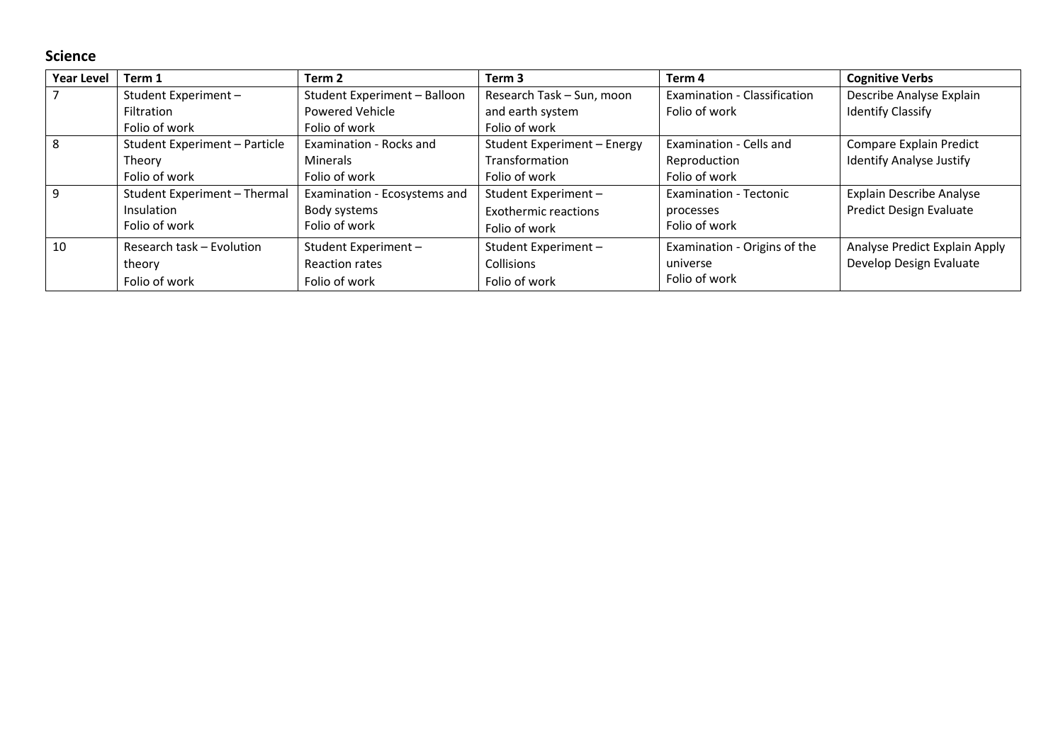## Science

| Year Level | Term 1 | Term 2 | Term 3 | Term 4 | Cognitive Verbs |
| --- | --- | --- | --- | --- | --- |
| 7 | Student Experiment – Filtration<br>Folio of work | Student Experiment – Balloon Powered Vehicle<br>Folio of work | Research Task – Sun, moon and earth system<br>Folio of work | Examination - Classification<br>Folio of work | Describe Analyse Explain Identify Classify |
| 8 | Student Experiment – Particle Theory<br>Folio of work | Examination - Rocks and Minerals<br>Folio of work | Student Experiment – Energy Transformation<br>Folio of work | Examination - Cells and Reproduction<br>Folio of work | Compare Explain Predict Identify Analyse Justify |
| 9 | Student Experiment – Thermal Insulation<br>Folio of work | Examination - Ecosystems and Body systems<br>Folio of work | Student Experiment – Exothermic reactions<br>Folio of work | Examination - Tectonic processes<br>Folio of work | Explain Describe Analyse Predict Design Evaluate |
| 10 | Research task – Evolution theory<br>Folio of work | Student Experiment – Reaction rates<br>Folio of work | Student Experiment – Collisions<br>Folio of work | Examination - Origins of the universe<br>Folio of work | Analyse Predict Explain Apply Develop Design Evaluate |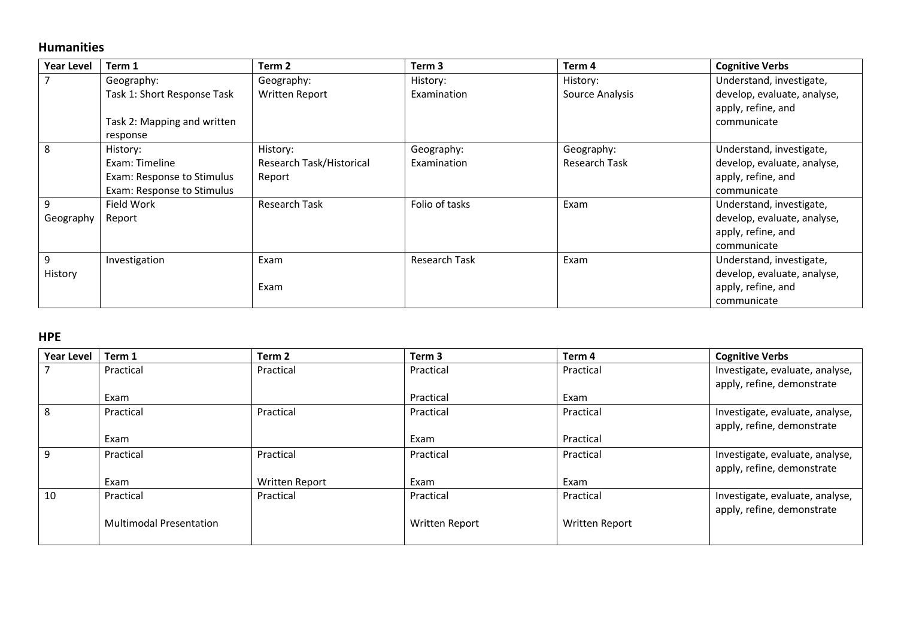## Humanities

| Year Level | Term 1 | Term 2 | Term 3 | Term 4 | Cognitive Verbs |
|---|---|---|---|---|---|
| 7 | Geography:<br>Task 1: Short Response Task<br><br>Task 2: Mapping and written response | Geography:<br>Written Report | History:<br>Examination | History:<br>Source Analysis | Understand, investigate, develop, evaluate, analyse, apply, refine, and communicate |
| 8 | History:<br>Exam: Timeline<br>Exam: Response to Stimulus<br>Exam: Response to Stimulus | History:<br>Research Task/Historical Report | Geography:<br>Examination | Geography:<br>Research Task | Understand, investigate, develop, evaluate, analyse, apply, refine, and communicate |
| 9<br>Geography | Field Work<br>Report | Research Task | Folio of tasks | Exam | Understand, investigate, develop, evaluate, analyse, apply, refine, and communicate |
| 9<br>History | Investigation | Exam<br><br>Exam | Research Task | Exam | Understand, investigate, develop, evaluate, analyse, apply, refine, and communicate |

## HPE

| Year Level | Term 1 | Term 2 | Term 3 | Term 4 | Cognitive Verbs |
|---|---|---|---|---|---|
| 7 | Practical<br><br>Exam | Practical | Practical<br><br>Practical | Practical<br><br>Exam | Investigate, evaluate, analyse, apply, refine, demonstrate |
| 8 | Practical<br><br>Exam | Practical | Practical<br><br>Exam | Practical<br><br>Practical | Investigate, evaluate, analyse, apply, refine, demonstrate |
| 9 | Practical<br><br>Exam | Practical<br><br>Written Report | Practical<br><br>Exam | Practical<br><br>Exam | Investigate, evaluate, analyse, apply, refine, demonstrate |
| 10 | Practical<br><br>Multimodal Presentation | Practical | Practical<br><br>Written Report | Practical<br><br>Written Report | Investigate, evaluate, analyse, apply, refine, demonstrate |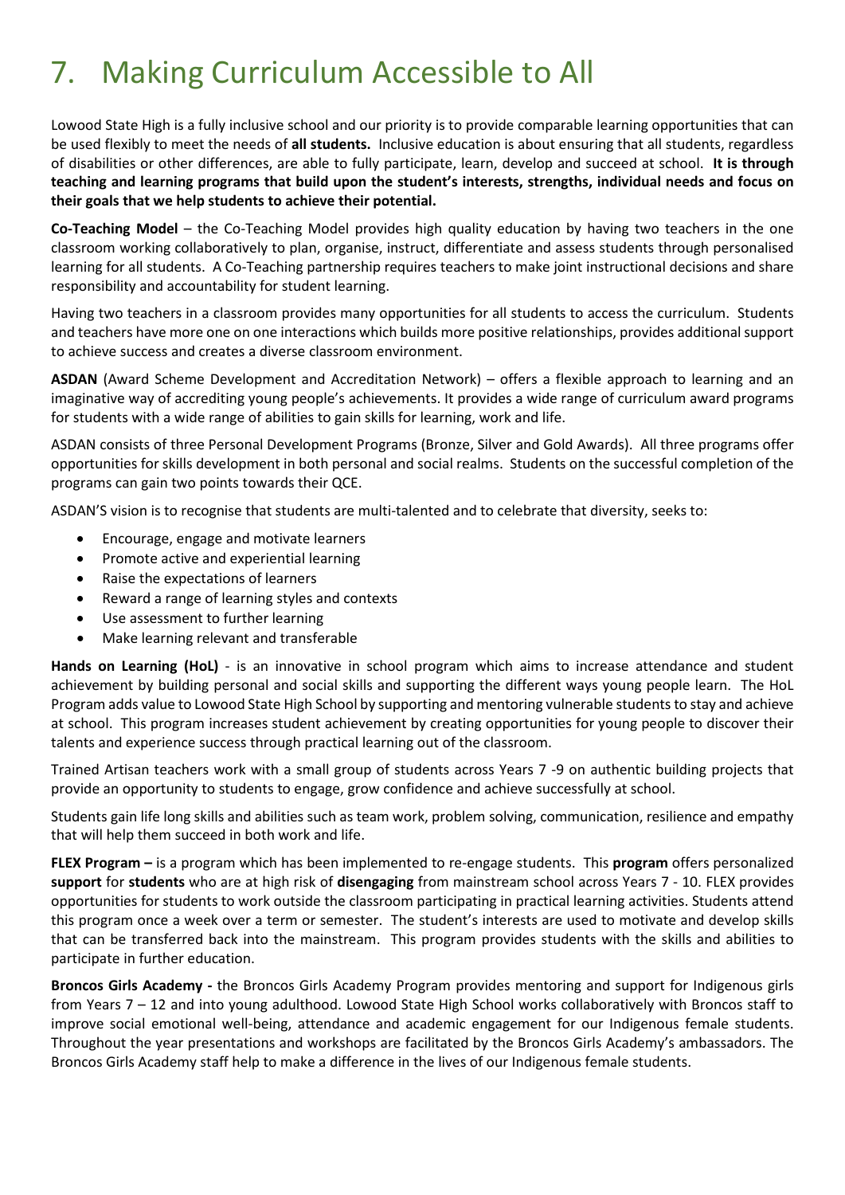# 7. Making Curriculum Accessible to All

Lowood State High is a fully inclusive school and our priority is to provide comparable learning opportunities that can be used flexibly to meet the needs of **all students.** Inclusive education is about ensuring that all students, regardless of disabilities or other differences, are able to fully participate, learn, develop and succeed at school. **It is through teaching and learning programs that build upon the student's interests, strengths, individual needs and focus on their goals that we help students to achieve their potential.**

**Co-Teaching Model** – the Co-Teaching Model provides high quality education by having two teachers in the one classroom working collaboratively to plan, organise, instruct, differentiate and assess students through personalised learning for all students. A Co-Teaching partnership requires teachers to make joint instructional decisions and share responsibility and accountability for student learning.

Having two teachers in a classroom provides many opportunities for all students to access the curriculum. Students and teachers have more one on one interactions which builds more positive relationships, provides additional support to achieve success and creates a diverse classroom environment.

**ASDAN** (Award Scheme Development and Accreditation Network) – offers a flexible approach to learning and an imaginative way of accrediting young people's achievements. It provides a wide range of curriculum award programs for students with a wide range of abilities to gain skills for learning, work and life.

ASDAN consists of three Personal Development Programs (Bronze, Silver and Gold Awards). All three programs offer opportunities for skills development in both personal and social realms. Students on the successful completion of the programs can gain two points towards their QCE.

ASDAN'S vision is to recognise that students are multi-talented and to celebrate that diversity, seeks to:

- Encourage, engage and motivate learners
- Promote active and experiential learning
- Raise the expectations of learners
- Reward a range of learning styles and contexts
- Use assessment to further learning
- Make learning relevant and transferable

**Hands on Learning (HoL)** - is an innovative in school program which aims to increase attendance and student achievement by building personal and social skills and supporting the different ways young people learn. The HoL Program adds value to Lowood State High School by supporting and mentoring vulnerable students to stay and achieve at school. This program increases student achievement by creating opportunities for young people to discover their talents and experience success through practical learning out of the classroom.

Trained Artisan teachers work with a small group of students across Years 7 -9 on authentic building projects that provide an opportunity to students to engage, grow confidence and achieve successfully at school.

Students gain life long skills and abilities such as team work, problem solving, communication, resilience and empathy that will help them succeed in both work and life.

**FLEX Program –** is a program which has been implemented to re-engage students. This **program** offers personalized **support** for **students** who are at high risk of **disengaging** from mainstream school across Years 7 - 10. FLEX provides opportunities for students to work outside the classroom participating in practical learning activities. Students attend this program once a week over a term or semester. The student's interests are used to motivate and develop skills that can be transferred back into the mainstream. This program provides students with the skills and abilities to participate in further education.

**Broncos Girls Academy -** the Broncos Girls Academy Program provides mentoring and support for Indigenous girls from Years 7 – 12 and into young adulthood. Lowood State High School works collaboratively with Broncos staff to improve social emotional well-being, attendance and academic engagement for our Indigenous female students. Throughout the year presentations and workshops are facilitated by the Broncos Girls Academy's ambassadors. The Broncos Girls Academy staff help to make a difference in the lives of our Indigenous female students.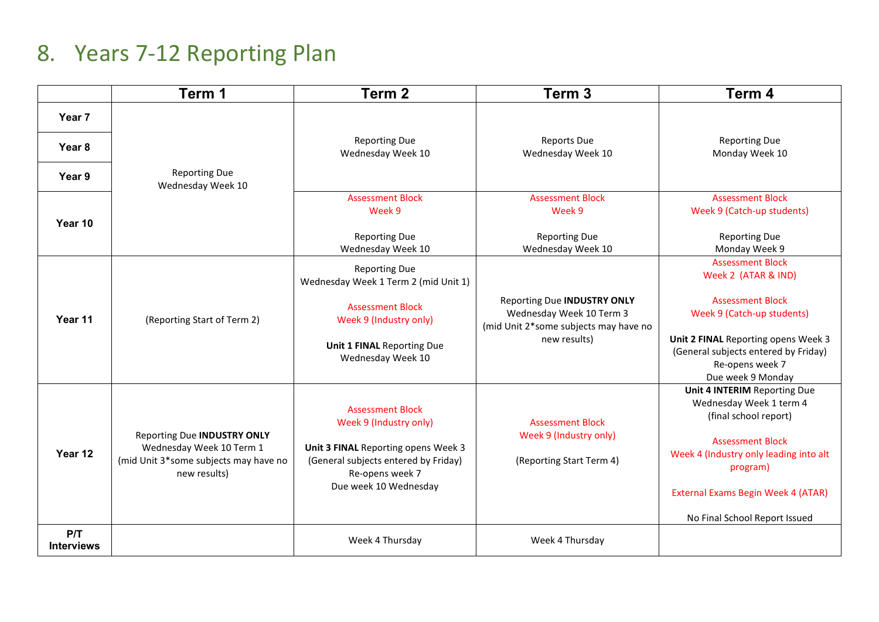## 8. Years 7-12 Reporting Plan

| | Term 1 | Term 2 | Term 3 | Term 4 |
|---|---|---|---|---|
| **Year 7** | Reporting Due Wednesday Week 10 | Reporting Due Wednesday Week 10 | Reports Due Wednesday Week 10 | Reporting Due Monday Week 10 |
| **Year 8** | | | | |
| **Year 9** | | | | |
| **Year 10** | | Assessment Block Week 9<br><br>Reporting Due Wednesday Week 10 | Assessment Block Week 9<br><br>Reporting Due Wednesday Week 10 | Assessment Block Week 9 (Catch-up students)<br><br>Reporting Due Monday Week 9 |
| **Year 11** | (Reporting Start of Term 2) | Reporting Due Wednesday Week 1 Term 2 (mid Unit 1)<br><br>Assessment Block Week 9 (Industry only)<br><br>**Unit 1 FINAL** Reporting Due Wednesday Week 10 | Reporting Due **INDUSTRY ONLY** Wednesday Week 10 Term 3 (mid Unit 2*some subjects may have no new results) | Assessment Block Week 2 (ATAR & IND)<br><br>Assessment Block Week 9 (Catch-up students)<br><br>**Unit 2 FINAL** Reporting opens Week 3 (General subjects entered by Friday) Re-opens week 7 Due week 9 Monday |
| **Year 12** | Reporting Due **INDUSTRY ONLY** Wednesday Week 10 Term 1 (mid Unit 3*some subjects may have no new results) | Assessment Block Week 9 (Industry only)<br><br>**Unit 3 FINAL** Reporting opens Week 3 (General subjects entered by Friday) Re-opens week 7 Due week 10 Wednesday | Assessment Block Week 9 (Industry only)<br><br>(Reporting Start Term 4) | **Unit 4 INTERIM** Reporting Due Wednesday Week 1 term 4 (final school report)<br><br>Assessment Block Week 4 (Industry only leading into alt program)<br><br>External Exams Begin Week 4 (ATAR)<br><br>No Final School Report Issued |
| **P/T Interviews** | | Week 4 Thursday | Week 4 Thursday | |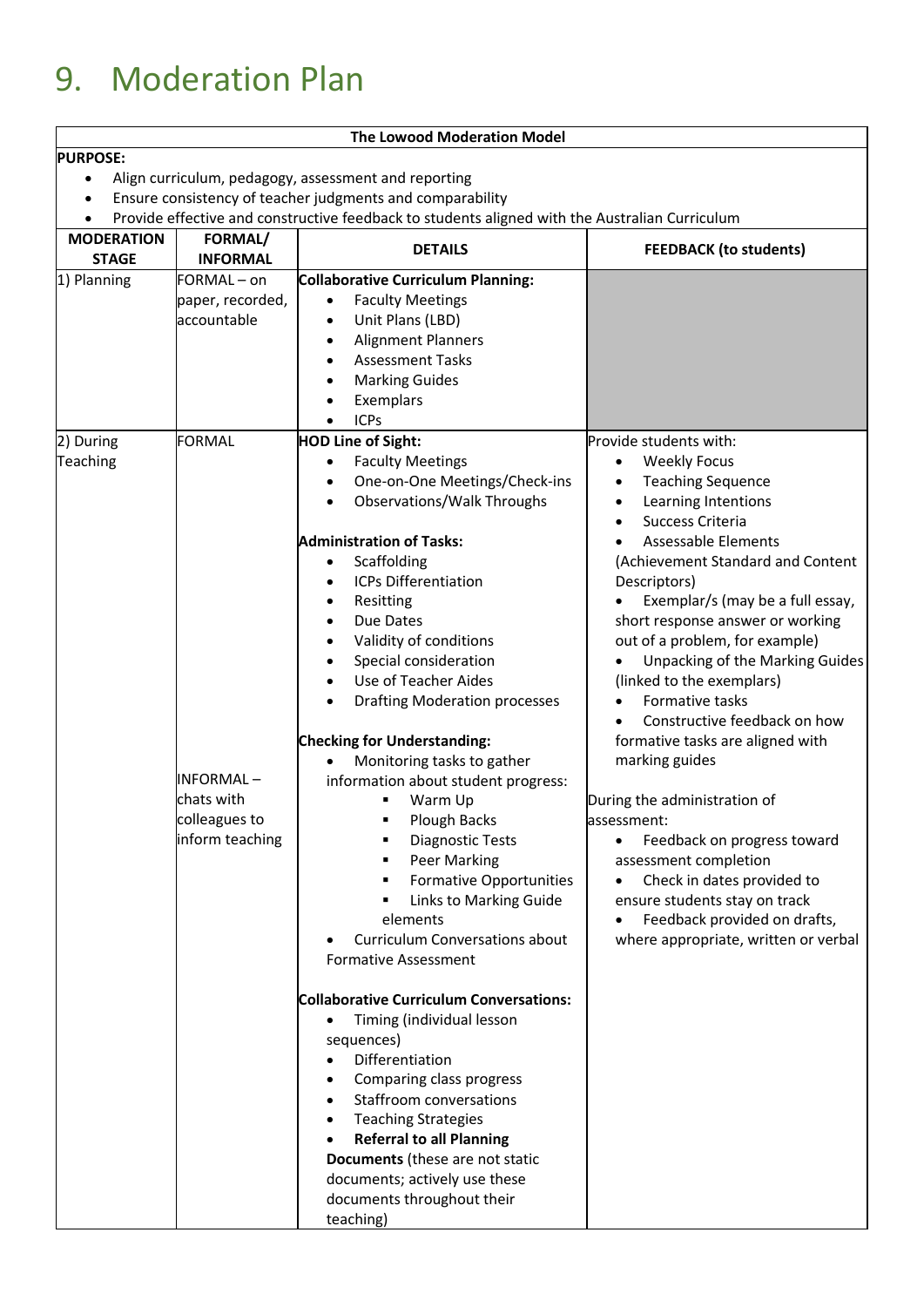# 9. Moderation Plan

**The Lowood Moderation Model**

**PURPOSE:**

- Align curriculum, pedagogy, assessment and reporting
- Ensure consistency of teacher judgments and comparability
- Provide effective and constructive feedback to students aligned with the Australian Curriculum

| MODERATION STAGE | FORMAL/ INFORMAL | DETAILS | FEEDBACK (to students) |
|---|---|---|---|
| 1) Planning | FORMAL – on paper, recorded, accountable | **Collaborative Curriculum Planning:**<br>• Faculty Meetings<br>• Unit Plans (LBD)<br>• Alignment Planners<br>• Assessment Tasks<br>• Marking Guides<br>• Exemplars<br>• ICPs | |
| 2) During Teaching | FORMAL<br><br><br><br><br><br><br><br><br><br><br><br><br><br><br><br>INFORMAL – chats with colleagues to inform teaching | **HOD Line of Sight:**<br>• Faculty Meetings<br>• One-on-One Meetings/Check-ins<br>• Observations/Walk Throughs<br><br>**Administration of Tasks:**<br>• Scaffolding<br>• ICPs Differentiation<br>• Resitting<br>• Due Dates<br>• Validity of conditions<br>• Special consideration<br>• Use of Teacher Aides<br>• Drafting Moderation processes<br><br>**Checking for Understanding:**<br>• Monitoring tasks to gather information about student progress:<br>  ▪ Warm Up<br>  ▪ Plough Backs<br>  ▪ Diagnostic Tests<br>  ▪ Peer Marking<br>  ▪ Formative Opportunities<br>  ▪ Links to Marking Guide elements<br>• Curriculum Conversations about Formative Assessment<br><br>**Collaborative Curriculum Conversations:**<br>• Timing (individual lesson sequences)<br>• Differentiation<br>• Comparing class progress<br>• Staffroom conversations<br>• Teaching Strategies<br>• **Referral to all Planning Documents** (these are not static documents; actively use these documents throughout their teaching) | Provide students with:<br>• Weekly Focus<br>• Teaching Sequence<br>• Learning Intentions<br>• Success Criteria<br>• Assessable Elements (Achievement Standard and Content Descriptors)<br>• Exemplar/s (may be a full essay, short response answer or working out of a problem, for example)<br>• Unpacking of the Marking Guides (linked to the exemplars)<br>• Formative tasks<br>• Constructive feedback on how formative tasks are aligned with marking guides<br><br>During the administration of assessment:<br>• Feedback on progress toward assessment completion<br>• Check in dates provided to ensure students stay on track<br>• Feedback provided on drafts, where appropriate, written or verbal |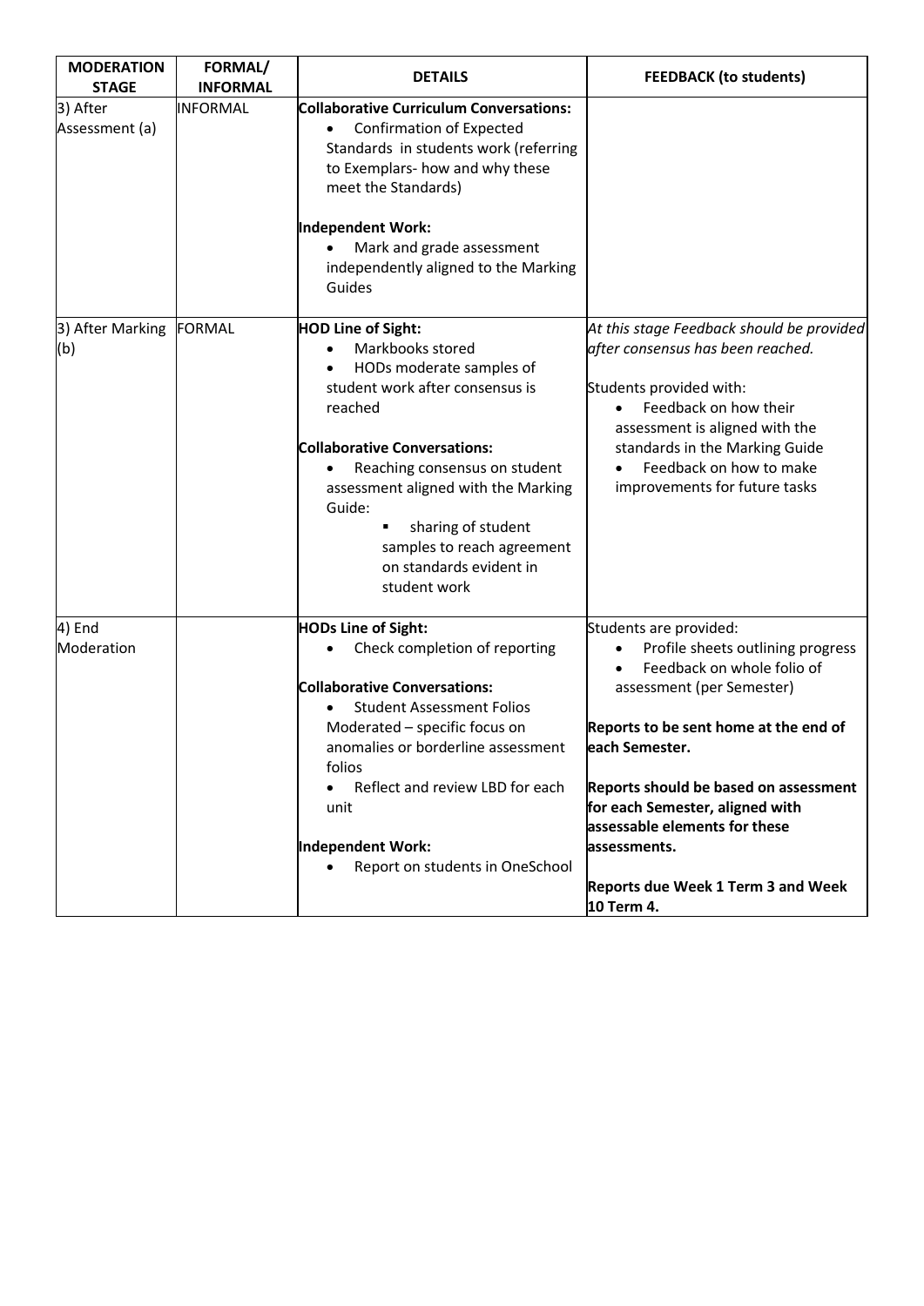| MODERATION STAGE | FORMAL/ INFORMAL | DETAILS | FEEDBACK (to students) |
|---|---|---|---|
| 3) After Assessment (a) | INFORMAL | **Collaborative Curriculum Conversations:**<br>• Confirmation of Expected Standards in students work (referring to Exemplars- how and why these meet the Standards)<br><br>**Independent Work:**<br>• Mark and grade assessment independently aligned to the Marking Guides | |
| 3) After Marking (b) | FORMAL | **HOD Line of Sight:**<br>• Markbooks stored<br>• HODs moderate samples of student work after consensus is reached<br><br>**Collaborative Conversations:**<br>• Reaching consensus on student assessment aligned with the Marking Guide:<br>▪ sharing of student samples to reach agreement on standards evident in student work | *At this stage Feedback should be provided after consensus has been reached.*<br><br>Students provided with:<br>• Feedback on how their assessment is aligned with the standards in the Marking Guide<br>• Feedback on how to make improvements for future tasks |
| 4) End Moderation | | **HODs Line of Sight:**<br>• Check completion of reporting<br><br>**Collaborative Conversations:**<br>• Student Assessment Folios Moderated – specific focus on anomalies or borderline assessment folios<br>• Reflect and review LBD for each unit<br><br>**Independent Work:**<br>• Report on students in OneSchool | Students are provided:<br>• Profile sheets outlining progress<br>• Feedback on whole folio of assessment (per Semester)<br><br>**Reports to be sent home at the end of each Semester.**<br><br>**Reports should be based on assessment for each Semester, aligned with assessable elements for these assessments.**<br><br>**Reports due Week 1 Term 3 and Week 10 Term 4.** |